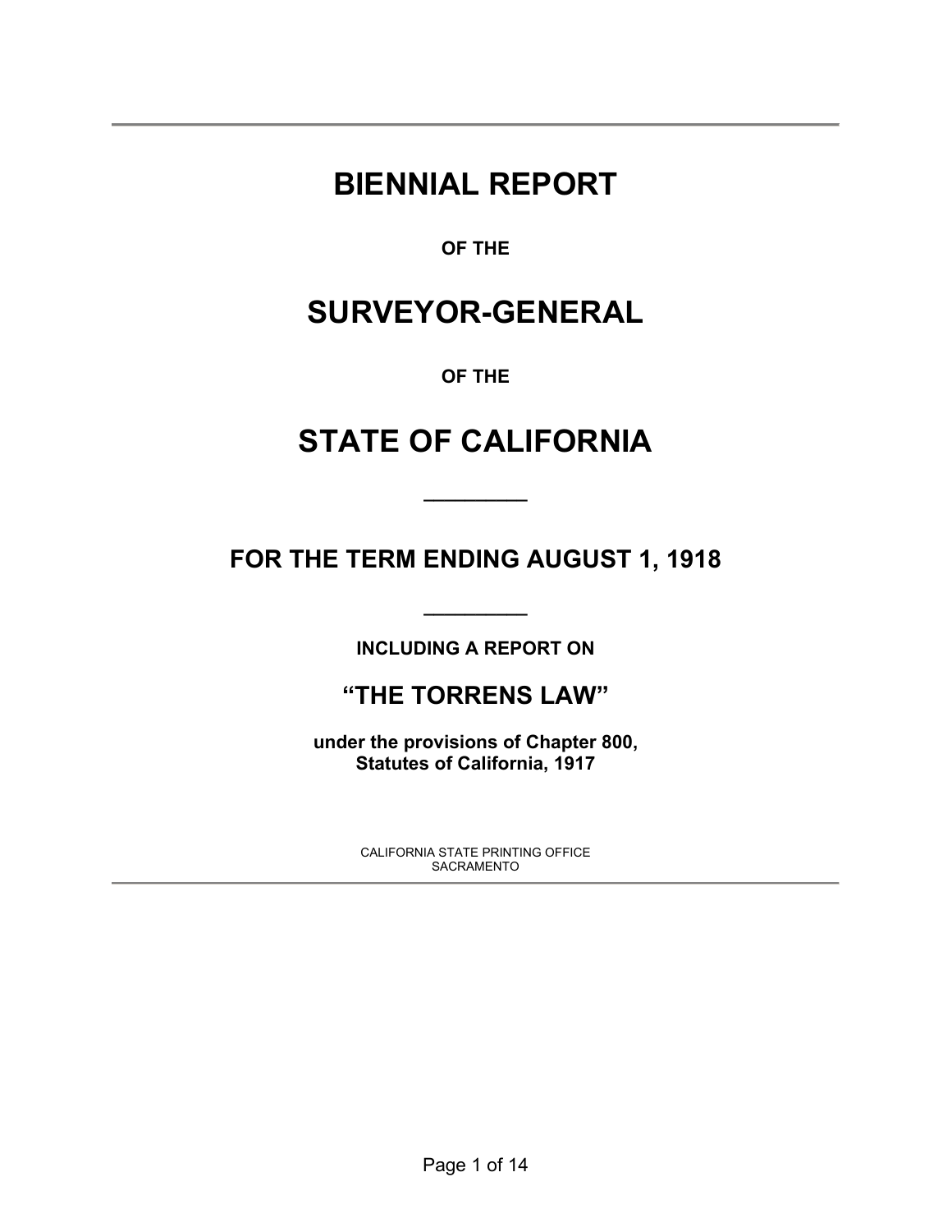# BIENNIAL REPORT

**OF THE**

# SURVEYOR-GENERAL

**OF THE**

# STATE OF CALIFORNIA

---

## FOR THE TERM ENDING AUGUST 1, 1918

---

**INCLUDING A REPORT ON**

## "THE TORRENS LAW"

**under the provisions of Chapter 800,**
**Statutes of California, 1917**

CALIFORNIA STATE PRINTING OFFICE
SACRAMENTO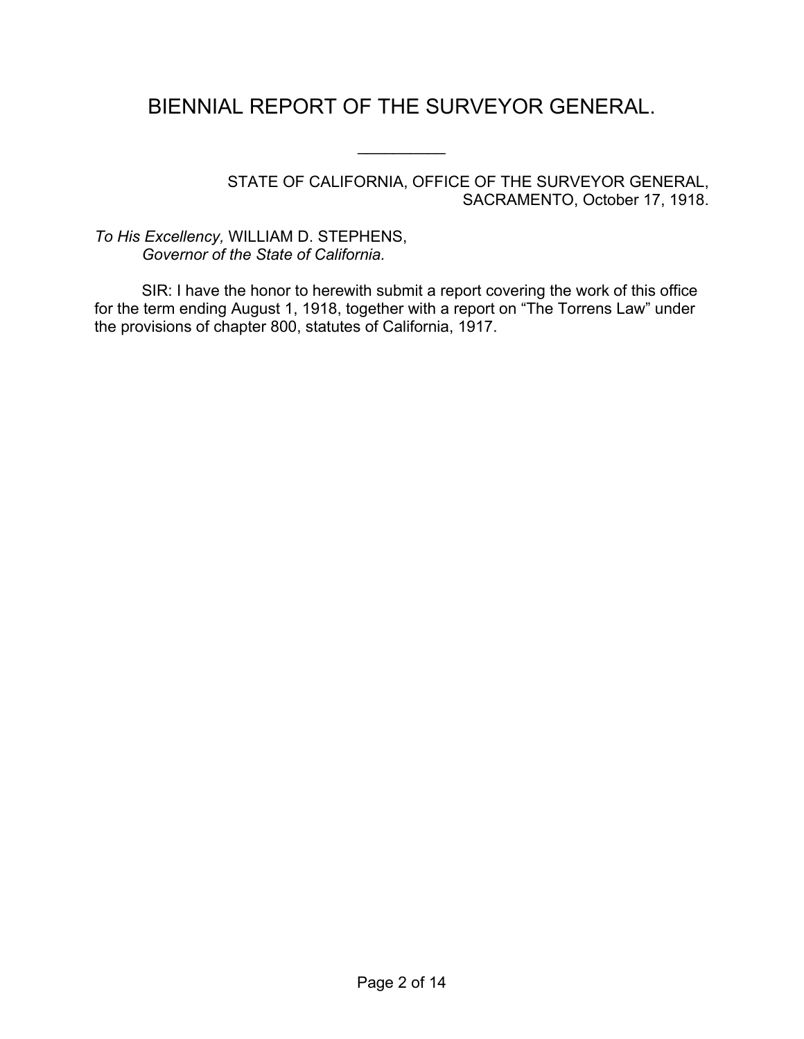# BIENNIAL REPORT OF THE SURVEYOR GENERAL.

---

STATE OF CALIFORNIA, OFFICE OF THE SURVEYOR GENERAL,
SACRAMENTO, October 17, 1918.

*To His Excellency,* WILLIAM D. STEPHENS,
*Governor of the State of California.*

SIR: I have the honor to herewith submit a report covering the work of this office for the term ending August 1, 1918, together with a report on "The Torrens Law" under the provisions of chapter 800, statutes of California, 1917.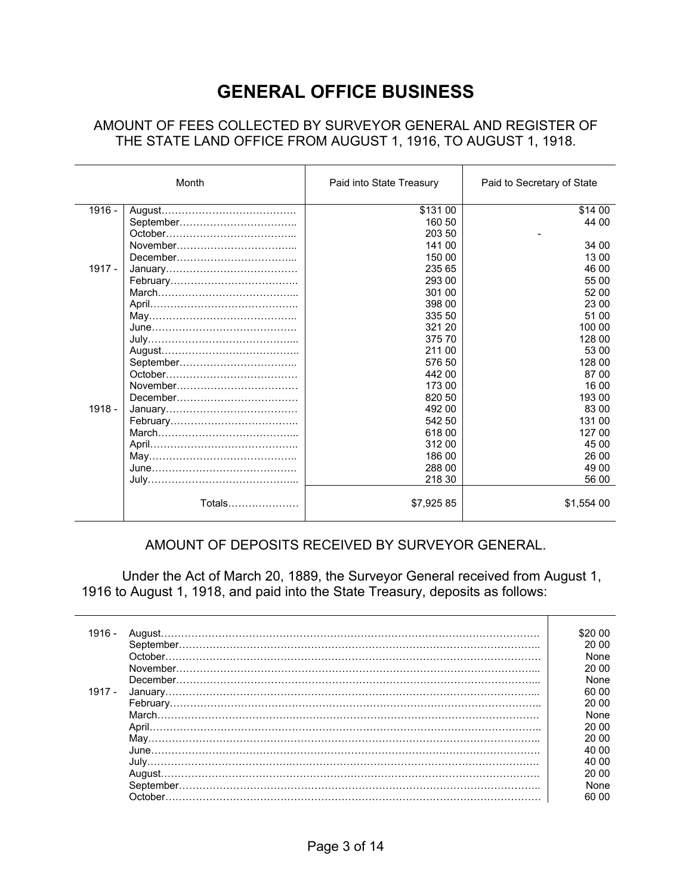# GENERAL OFFICE BUSINESS

## AMOUNT OF FEES COLLECTED BY SURVEYOR GENERAL AND REGISTER OF THE STATE LAND OFFICE FROM AUGUST 1, 1916, TO AUGUST 1, 1918.

| | Month | Paid into State Treasury | Paid to Secretary of State |
|---|---|---|---|
| 1916 - | August | $131 00 | $14 00 |
| | September | 160 50 | 44 00 |
| | October | 203 50 | - |
| | November | 141 00 | 34 00 |
| | December | 150 00 | 13 00 |
| 1917 - | January | 235 65 | 46 00 |
| | February | 293 00 | 55 00 |
| | March | 301 00 | 52 00 |
| | April | 398 00 | 23 00 |
| | May | 335 50 | 51 00 |
| | June | 321 20 | 100 00 |
| | July | 375 70 | 128 00 |
| | August | 211 00 | 53 00 |
| | September | 576 50 | 128 00 |
| | October | 442 00 | 87 00 |
| | November | 173 00 | 16 00 |
| | December | 820 50 | 193 00 |
| 1918 - | January | 492 00 | 83 00 |
| | February | 542 50 | 131 00 |
| | March | 618 00 | 127 00 |
| | April | 312 00 | 45 00 |
| | May | 186 00 | 26 00 |
| | June | 288 00 | 49 00 |
| | July | 218 30 | 56 00 |
| | Totals | $7,925 85 | $1,554 00 |

## AMOUNT OF DEPOSITS RECEIVED BY SURVEYOR GENERAL.

Under the Act of March 20, 1889, the Surveyor General received from August 1, 1916 to August 1, 1918, and paid into the State Treasury, deposits as follows:

| | Month | Amount |
|---|---|---|
| 1916 - | August | $20 00 |
| | September | 20 00 |
| | October | None |
| | November | 20 00 |
| | December | None |
| 1917 - | January | 60 00 |
| | February | 20 00 |
| | March | None |
| | April | 20 00 |
| | May | 20 00 |
| | June | 40 00 |
| | July | 40 00 |
| | August | 20 00 |
| | September | None |
| | October | 60 00 |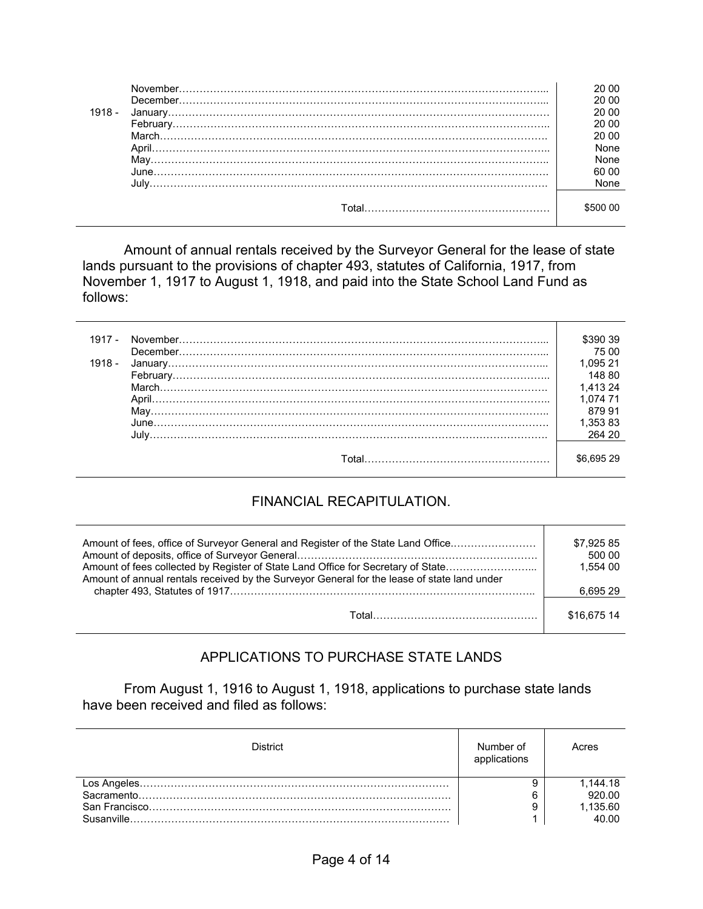| | | |
|---|---|---|
| | November | 20 00 |
| | December | 20 00 |
| 1918 - | January | 20 00 |
| | February | 20 00 |
| | March | 20 00 |
| | April | None |
| | May | None |
| | June | 60 00 |
| | July | None |
| | Total | $500 00 |

Amount of annual rentals received by the Surveyor General for the lease of state lands pursuant to the provisions of chapter 493, statutes of California, 1917, from November 1, 1917 to August 1, 1918, and paid into the State School Land Fund as follows:

| | | |
|---|---|---|
| 1917 - | November | $390 39 |
| | December | 75 00 |
| 1918 - | January | 1,095 21 |
| | February | 148 80 |
| | March | 1,413 24 |
| | April | 1,074 71 |
| | May | 879 91 |
| | June | 1,353 83 |
| | July | 264 20 |
| | Total | $6,695 29 |

## FINANCIAL RECAPITULATION.

| | |
|---|---|
| Amount of fees, office of Surveyor General and Register of the State Land Office | $7,925 85 |
| Amount of deposits, office of Surveyor General | 500 00 |
| Amount of fees collected by Register of State Land Office for Secretary of State | 1,554 00 |
| Amount of annual rentals received by the Surveyor General for the lease of state land under chapter 493, Statutes of 1917 | 6,695 29 |
| Total | $16,675 14 |

## APPLICATIONS TO PURCHASE STATE LANDS

From August 1, 1916 to August 1, 1918, applications to purchase state lands have been received and filed as follows:

| District | Number of applications | Acres |
|---|---|---|
| Los Angeles | 9 | 1,144.18 |
| Sacramento | 6 | 920.00 |
| San Francisco | 9 | 1,135.60 |
| Susanville | 1 | 40.00 |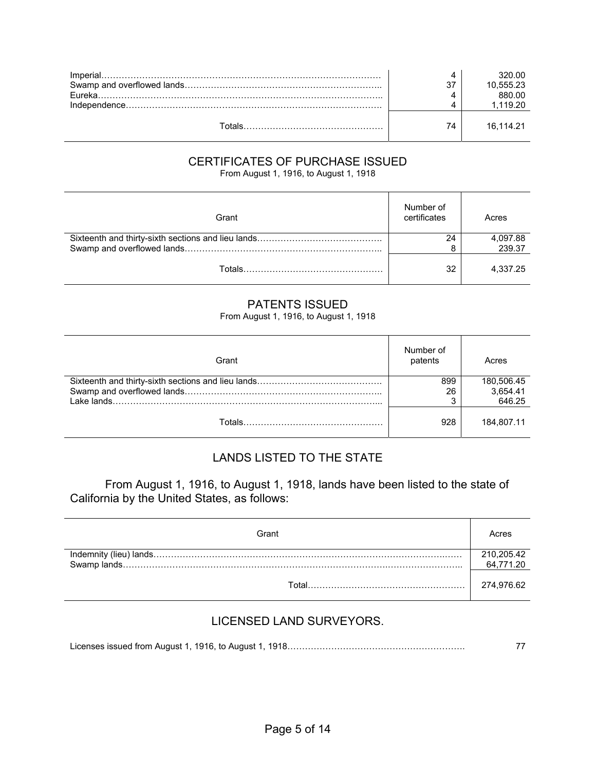| | | |
|---|---|---|
| Imperial | 4 | 320.00 |
| Swamp and overflowed lands | 37 | 10,555.23 |
| Eureka | 4 | 880.00 |
| Independence | 4 | 1,119.20 |
| Totals | 74 | 16,114.21 |

## CERTIFICATES OF PURCHASE ISSUED

From August 1, 1916, to August 1, 1918

| Grant | Number of certificates | Acres |
|---|---|---|
| Sixteenth and thirty-sixth sections and lieu lands | 24 | 4,097.88 |
| Swamp and overflowed lands | 8 | 239.37 |
| Totals | 32 | 4,337.25 |

## PATENTS ISSUED

From August 1, 1916, to August 1, 1918

| Grant | Number of patents | Acres |
|---|---|---|
| Sixteenth and thirty-sixth sections and lieu lands | 899 | 180,506.45 |
| Swamp and overflowed lands | 26 | 3,654.41 |
| Lake lands | 3 | 646.25 |
| Totals | 928 | 184,807.11 |

## LANDS LISTED TO THE STATE

From August 1, 1916, to August 1, 1918, lands have been listed to the state of California by the United States, as follows:

| Grant | Acres |
|---|---|
| Indemnity (lieu) lands | 210,205.42 |
| Swamp lands | 64,771.20 |
| Total | 274,976.62 |

## LICENSED LAND SURVEYORS.

Licenses issued from August 1, 1916, to August 1, 1918 .......... 77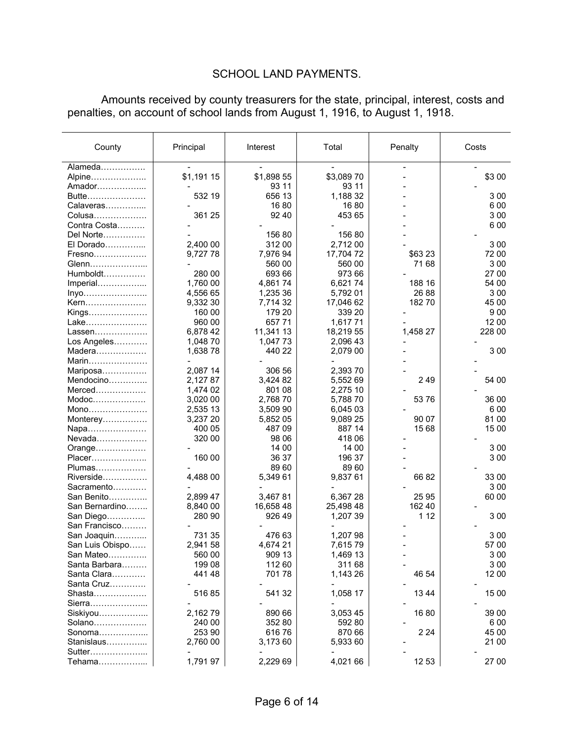# SCHOOL LAND PAYMENTS.

Amounts received by county treasurers for the state, principal, interest, costs and penalties, on account of school lands from August 1, 1916, to August 1, 1918.

| County | Principal | Interest | Total | Penalty | Costs |
|---|---|---|---|---|---|
| Alameda……………. | - | - | - | - | - |
| Alpine……………….. | $1,191 15 | $1,898 55 | $3,089 70 | - | $3 00 |
| Amador……………... | - | 93 11 | 93 11 | - | - |
| Butte………………… | 532 19 | 656 13 | 1,188 32 | - | 3 00 |
| Calaveras…………... | - | 16 80 | 16 80 | - | 6 00 |
| Colusa………………. | 361 25 | 92 40 | 453 65 | - | 3 00 |
| Contra Costa………. | - | - | - | - | 6 00 |
| Del Norte…………… | - | 156 80 | 156 80 | - | - |
| El Dorado…………... | 2,400 00 | 312 00 | 2,712 00 | - | 3 00 |
| Fresno………………. | 9,727 78 | 7,976 94 | 17,704 72 | $63 23 | 72 00 |
| Glenn………………... | - | 560 00 | 560 00 | 71 68 | 3 00 |
| Humboldt…………… | 280 00 | 693 66 | 973 66 | - | 27 00 |
| Imperial……………... | 1,760 00 | 4,861 74 | 6,621 74 | 188 16 | 54 00 |
| Inyo………………….. | 4,556 65 | 1,235 36 | 5,792 01 | 26 88 | 3 00 |
| Kern…………………. | 9,332 30 | 7,714 32 | 17,046 62 | 182 70 | 45 00 |
| Kings………………… | 160 00 | 179 20 | 339 20 | - | 9 00 |
| Lake…………………. | 960 00 | 657 71 | 1,617 71 | - | 12 00 |
| Lassen………………. | 6,878 42 | 11,341 13 | 18,219 55 | 1,458 27 | 228 00 |
| Los Angeles………… | 1,048 70 | 1,047 73 | 2,096 43 | - | - |
| Madera……………… | 1,638 78 | 440 22 | 2,079 00 | - | 3 00 |
| Marin………………… | - | - | - | - | - |
| Mariposa……………. | 2,087 14 | 306 56 | 2,393 70 | - | - |
| Mendocino………….. | 2,127 87 | 3,424 82 | 5,552 69 | 2 49 | 54 00 |
| Merced……………… | 1,474 02 | 801 08 | 2,275 10 | - | - |
| Modoc………………. | 3,020 00 | 2,768 70 | 5,788 70 | 53 76 | 36 00 |
| Mono………………… | 2,535 13 | 3,509 90 | 6,045 03 | - | 6 00 |
| Monterey……………. | 3,237 20 | 5,852 05 | 9,089 25 | 90 07 | 81 00 |
| Napa………………… | 400 05 | 487 09 | 887 14 | 15 68 | 15 00 |
| Nevada……………… | 320 00 | 98 06 | 418 06 | - | - |
| Orange……………… | - | 14 00 | 14 00 | - | 3 00 |
| Placer……………….. | 160 00 | 36 37 | 196 37 | - | 3 00 |
| Plumas……………… | - | 89 60 | 89 60 | - | - |
| Riverside……………. | 4,488 00 | 5,349 61 | 9,837 61 | 66 82 | 33 00 |
| Sacramento………… | - | - | - | - | 3 00 |
| San Benito………….. | 2,899 47 | 3,467 81 | 6,367 28 | 25 95 | 60 00 |
| San Bernardino…….. | 8,840 00 | 16,658 48 | 25,498 48 | 162 40 | - |
| San Diego………….. | 280 90 | 926 49 | 1,207 39 | 1 12 | 3 00 |
| San Francisco……… | - | - | - | - | - |
| San Joaquin………... | 731 35 | 476 63 | 1,207 98 | - | 3 00 |
| San Luis Obispo…… | 2,941 58 | 4,674 21 | 7,615 79 | - | 57 00 |
| San Mateo………….. | 560 00 | 909 13 | 1,469 13 | - | 3 00 |
| Santa Barbara……… | 199 08 | 112 60 | 311 68 | - | 3 00 |
| Santa Clara………… | 441 48 | 701 78 | 1,143 26 | 46 54 | 12 00 |
| Santa Cruz…………. | - | - | - | - | - |
| Shasta………………. | 516 85 | 541 32 | 1,058 17 | 13 44 | 15 00 |
| Sierra………………... | - | - | - | - | - |
| Siskiyou……………... | 2,162 79 | 890 66 | 3,053 45 | 16 80 | 39 00 |
| Solano………………. | 240 00 | 352 80 | 592 80 | - | 6 00 |
| Sonoma……………... | 253 90 | 616 76 | 870 66 | 2 24 | 45 00 |
| Stanislaus…………... | 2,760 00 | 3,173 60 | 5,933 60 | - | 21 00 |
| Sutter………………... | - | - | - | - | - |
| Tehama……………... | 1,791 97 | 2,229 69 | 4,021 66 | 12 53 | 27 00 |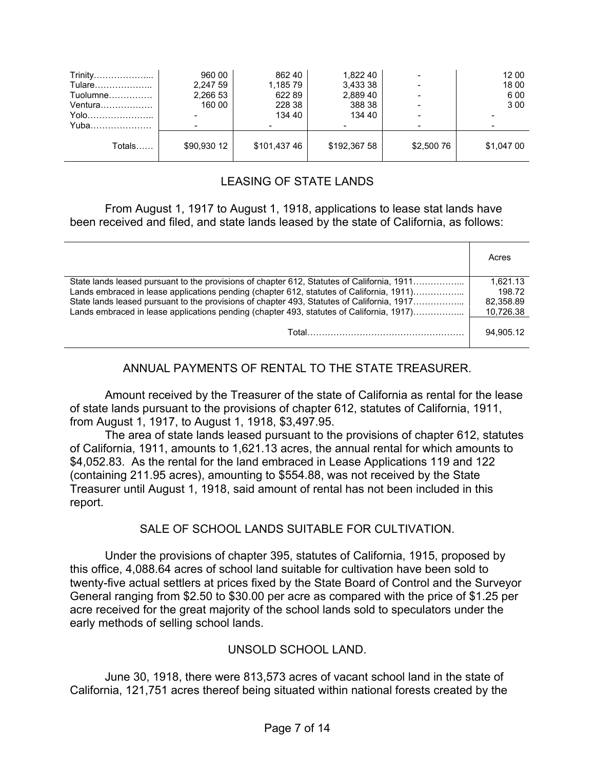| | | | | | |
|---|---|---|---|---|---|
| Trinity……………….. | 960 00 | 862 40 | 1,822 40 | - | 12 00 |
| Tulare……………….. | 2,247 59 | 1,185 79 | 3,433 38 | - | 18 00 |
| Tuolumne…………… | 2,266 53 | 622 89 | 2,889 40 | - | 6 00 |
| Ventura……………… | 160 00 | 228 38 | 388 38 | - | 3 00 |
| Yolo………………….. | - | 134 40 | 134 40 | - | - |
| Yuba………………… | - | - | - | - | - |
| Totals…… | $90,930 12 | $101,437 46 | $192,367 58 | $2,500 76 | $1,047 00 |

## LEASING OF STATE LANDS

From August 1, 1917 to August 1, 1918, applications to lease stat lands have been received and filed, and state lands leased by the state of California, as follows:

| | Acres |
|---|---|
| State lands leased pursuant to the provisions of chapter 612, Statutes of California, 1911…………….... | 1,621.13 |
| Lands embraced in lease applications pending (chapter 612, statutes of California, 1911)…………….... | 198.72 |
| State lands leased pursuant to the provisions of chapter 493, Statutes of California, 1917…………….... | 82,358.89 |
| Lands embraced in lease applications pending (chapter 493, statutes of California, 1917)…………….... | 10,726.38 |
| Total……………………………………………… | 94,905.12 |

## ANNUAL PAYMENTS OF RENTAL TO THE STATE TREASURER.

Amount received by the Treasurer of the state of California as rental for the lease of state lands pursuant to the provisions of chapter 612, statutes of California, 1911, from August 1, 1917, to August 1, 1918, $3,497.95.

The area of state lands leased pursuant to the provisions of chapter 612, statutes of California, 1911, amounts to 1,621.13 acres, the annual rental for which amounts to $4,052.83. As the rental for the land embraced in Lease Applications 119 and 122 (containing 211.95 acres), amounting to $554.88, was not received by the State Treasurer until August 1, 1918, said amount of rental has not been included in this report.

## SALE OF SCHOOL LANDS SUITABLE FOR CULTIVATION.

Under the provisions of chapter 395, statutes of California, 1915, proposed by this office, 4,088.64 acres of school land suitable for cultivation have been sold to twenty-five actual settlers at prices fixed by the State Board of Control and the Surveyor General ranging from $2.50 to $30.00 per acre as compared with the price of $1.25 per acre received for the great majority of the school lands sold to speculators under the early methods of selling school lands.

## UNSOLD SCHOOL LAND.

June 30, 1918, there were 813,573 acres of vacant school land in the state of California, 121,751 acres thereof being situated within national forests created by the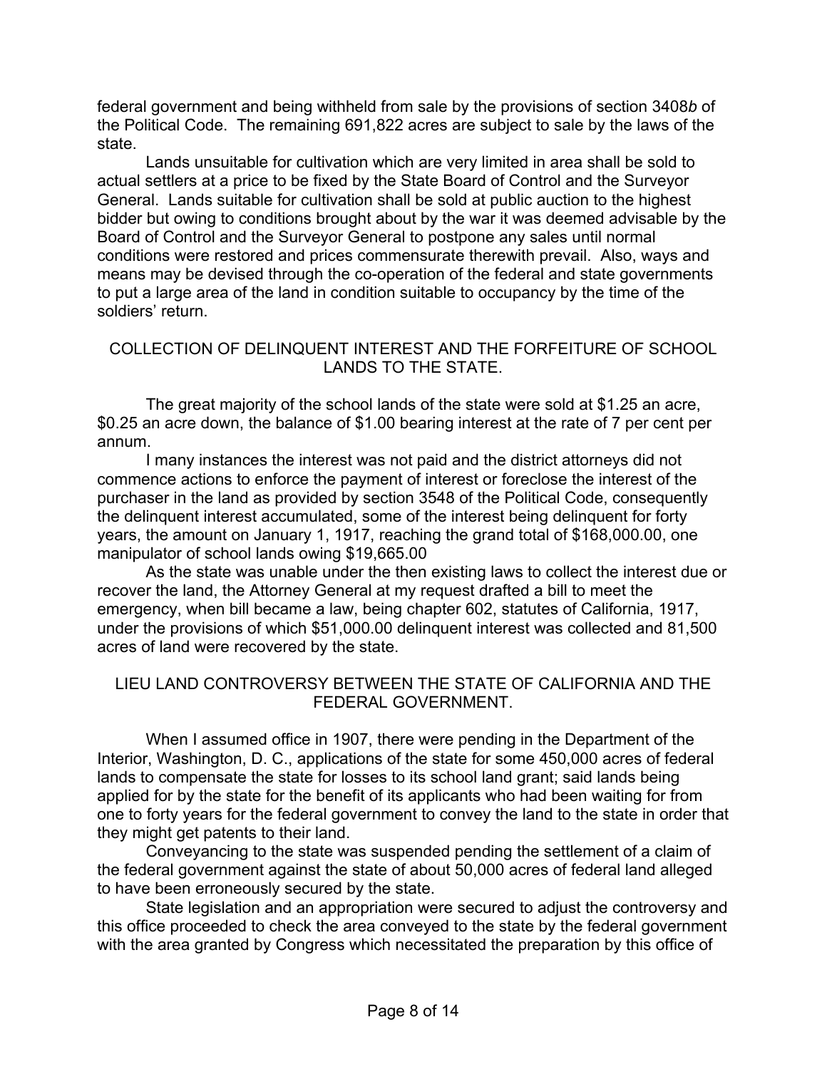federal government and being withheld from sale by the provisions of section 3408*b* of the Political Code. The remaining 691,822 acres are subject to sale by the laws of the state.

Lands unsuitable for cultivation which are very limited in area shall be sold to actual settlers at a price to be fixed by the State Board of Control and the Surveyor General. Lands suitable for cultivation shall be sold at public auction to the highest bidder but owing to conditions brought about by the war it was deemed advisable by the Board of Control and the Surveyor General to postpone any sales until normal conditions were restored and prices commensurate therewith prevail. Also, ways and means may be devised through the co-operation of the federal and state governments to put a large area of the land in condition suitable to occupancy by the time of the soldiers' return.

## COLLECTION OF DELINQUENT INTEREST AND THE FORFEITURE OF SCHOOL LANDS TO THE STATE.

The great majority of the school lands of the state were sold at $1.25 an acre, $0.25 an acre down, the balance of $1.00 bearing interest at the rate of 7 per cent per annum.

I many instances the interest was not paid and the district attorneys did not commence actions to enforce the payment of interest or foreclose the interest of the purchaser in the land as provided by section 3548 of the Political Code, consequently the delinquent interest accumulated, some of the interest being delinquent for forty years, the amount on January 1, 1917, reaching the grand total of $168,000.00, one manipulator of school lands owing $19,665.00

As the state was unable under the then existing laws to collect the interest due or recover the land, the Attorney General at my request drafted a bill to meet the emergency, when bill became a law, being chapter 602, statutes of California, 1917, under the provisions of which $51,000.00 delinquent interest was collected and 81,500 acres of land were recovered by the state.

## LIEU LAND CONTROVERSY BETWEEN THE STATE OF CALIFORNIA AND THE FEDERAL GOVERNMENT.

When I assumed office in 1907, there were pending in the Department of the Interior, Washington, D. C., applications of the state for some 450,000 acres of federal lands to compensate the state for losses to its school land grant; said lands being applied for by the state for the benefit of its applicants who had been waiting for from one to forty years for the federal government to convey the land to the state in order that they might get patents to their land.

Conveyancing to the state was suspended pending the settlement of a claim of the federal government against the state of about 50,000 acres of federal land alleged to have been erroneously secured by the state.

State legislation and an appropriation were secured to adjust the controversy and this office proceeded to check the area conveyed to the state by the federal government with the area granted by Congress which necessitated the preparation by this office of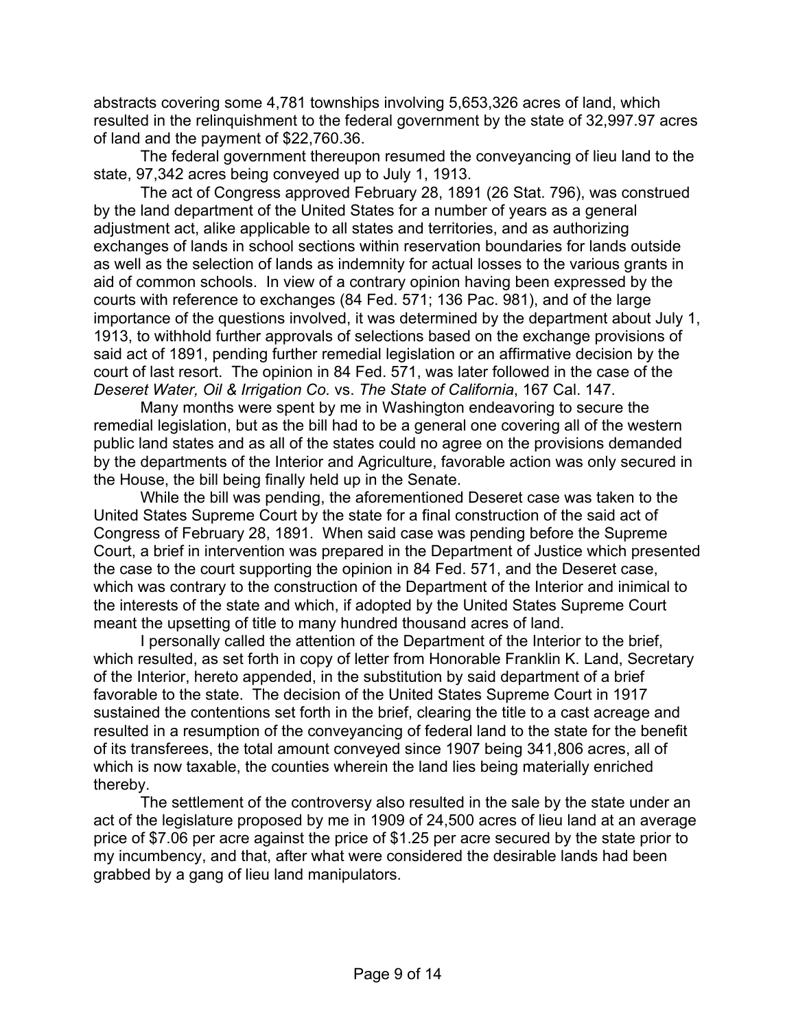abstracts covering some 4,781 townships involving 5,653,326 acres of land, which resulted in the relinquishment to the federal government by the state of 32,997.97 acres of land and the payment of $22,760.36.

The federal government thereupon resumed the conveyancing of lieu land to the state, 97,342 acres being conveyed up to July 1, 1913.

The act of Congress approved February 28, 1891 (26 Stat. 796), was construed by the land department of the United States for a number of years as a general adjustment act, alike applicable to all states and territories, and as authorizing exchanges of lands in school sections within reservation boundaries for lands outside as well as the selection of lands as indemnity for actual losses to the various grants in aid of common schools. In view of a contrary opinion having been expressed by the courts with reference to exchanges (84 Fed. 571; 136 Pac. 981), and of the large importance of the questions involved, it was determined by the department about July 1, 1913, to withhold further approvals of selections based on the exchange provisions of said act of 1891, pending further remedial legislation or an affirmative decision by the court of last resort. The opinion in 84 Fed. 571, was later followed in the case of the *Deseret Water, Oil & Irrigation Co.* vs. *The State of California*, 167 Cal. 147.

Many months were spent by me in Washington endeavoring to secure the remedial legislation, but as the bill had to be a general one covering all of the western public land states and as all of the states could no agree on the provisions demanded by the departments of the Interior and Agriculture, favorable action was only secured in the House, the bill being finally held up in the Senate.

While the bill was pending, the aforementioned Deseret case was taken to the United States Supreme Court by the state for a final construction of the said act of Congress of February 28, 1891. When said case was pending before the Supreme Court, a brief in intervention was prepared in the Department of Justice which presented the case to the court supporting the opinion in 84 Fed. 571, and the Deseret case, which was contrary to the construction of the Department of the Interior and inimical to the interests of the state and which, if adopted by the United States Supreme Court meant the upsetting of title to many hundred thousand acres of land.

I personally called the attention of the Department of the Interior to the brief, which resulted, as set forth in copy of letter from Honorable Franklin K. Land, Secretary of the Interior, hereto appended, in the substitution by said department of a brief favorable to the state. The decision of the United States Supreme Court in 1917 sustained the contentions set forth in the brief, clearing the title to a cast acreage and resulted in a resumption of the conveyancing of federal land to the state for the benefit of its transferees, the total amount conveyed since 1907 being 341,806 acres, all of which is now taxable, the counties wherein the land lies being materially enriched thereby.

The settlement of the controversy also resulted in the sale by the state under an act of the legislature proposed by me in 1909 of 24,500 acres of lieu land at an average price of $7.06 per acre against the price of $1.25 per acre secured by the state prior to my incumbency, and that, after what were considered the desirable lands had been grabbed by a gang of lieu land manipulators.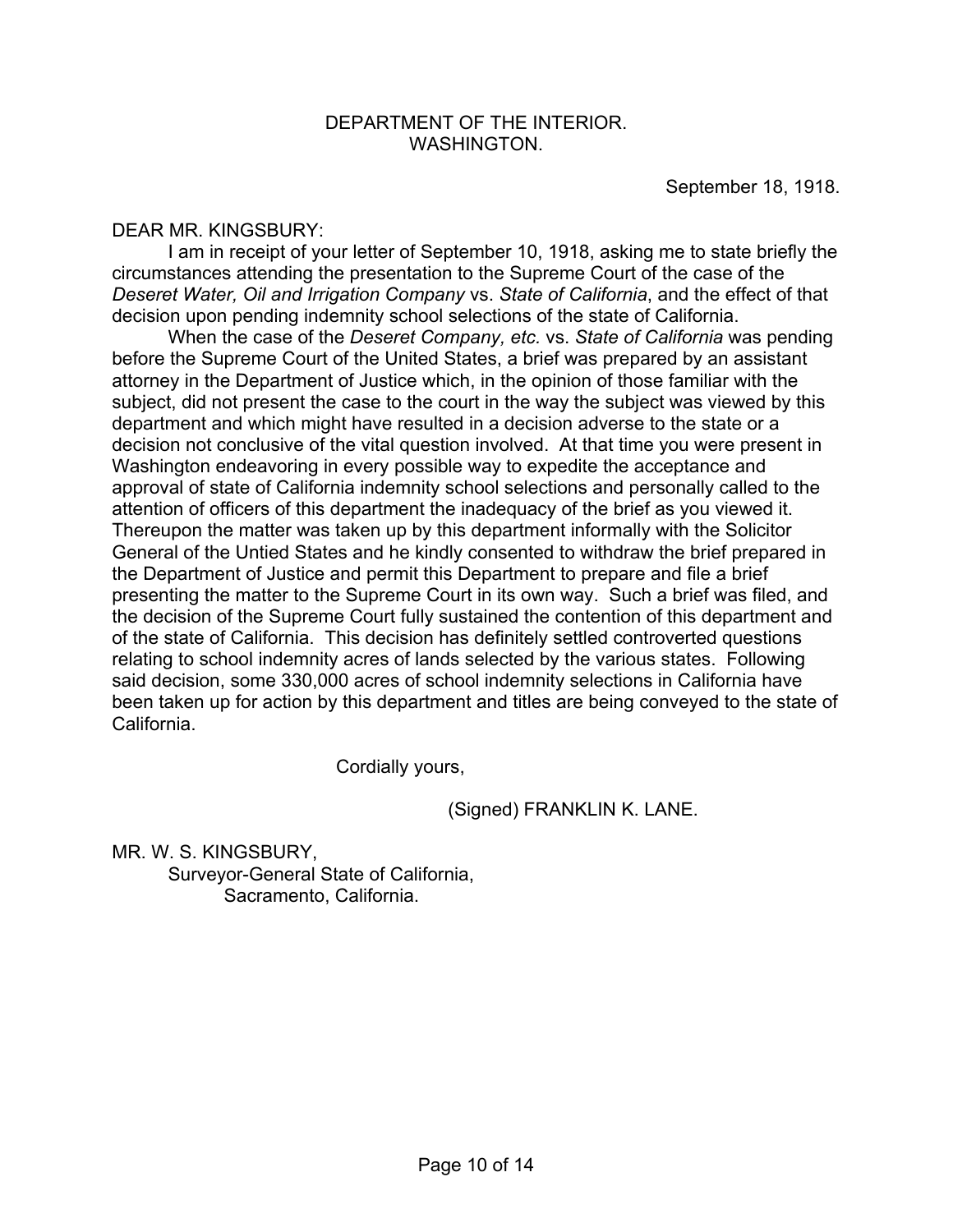DEPARTMENT OF THE INTERIOR.
WASHINGTON.

September 18, 1918.

DEAR MR. KINGSBURY:

I am in receipt of your letter of September 10, 1918, asking me to state briefly the circumstances attending the presentation to the Supreme Court of the case of the *Deseret Water, Oil and Irrigation Company* vs. *State of California*, and the effect of that decision upon pending indemnity school selections of the state of California.

When the case of the *Deseret Company, etc.* vs. *State of California* was pending before the Supreme Court of the United States, a brief was prepared by an assistant attorney in the Department of Justice which, in the opinion of those familiar with the subject, did not present the case to the court in the way the subject was viewed by this department and which might have resulted in a decision adverse to the state or a decision not conclusive of the vital question involved. At that time you were present in Washington endeavoring in every possible way to expedite the acceptance and approval of state of California indemnity school selections and personally called to the attention of officers of this department the inadequacy of the brief as you viewed it. Thereupon the matter was taken up by this department informally with the Solicitor General of the Untied States and he kindly consented to withdraw the brief prepared in the Department of Justice and permit this Department to prepare and file a brief presenting the matter to the Supreme Court in its own way. Such a brief was filed, and the decision of the Supreme Court fully sustained the contention of this department and of the state of California. This decision has definitely settled controverted questions relating to school indemnity acres of lands selected by the various states. Following said decision, some 330,000 acres of school indemnity selections in California have been taken up for action by this department and titles are being conveyed to the state of California.

Cordially yours,

(Signed) FRANKLIN K. LANE.

MR. W. S. KINGSBURY,
Surveyor-General State of California,
Sacramento, California.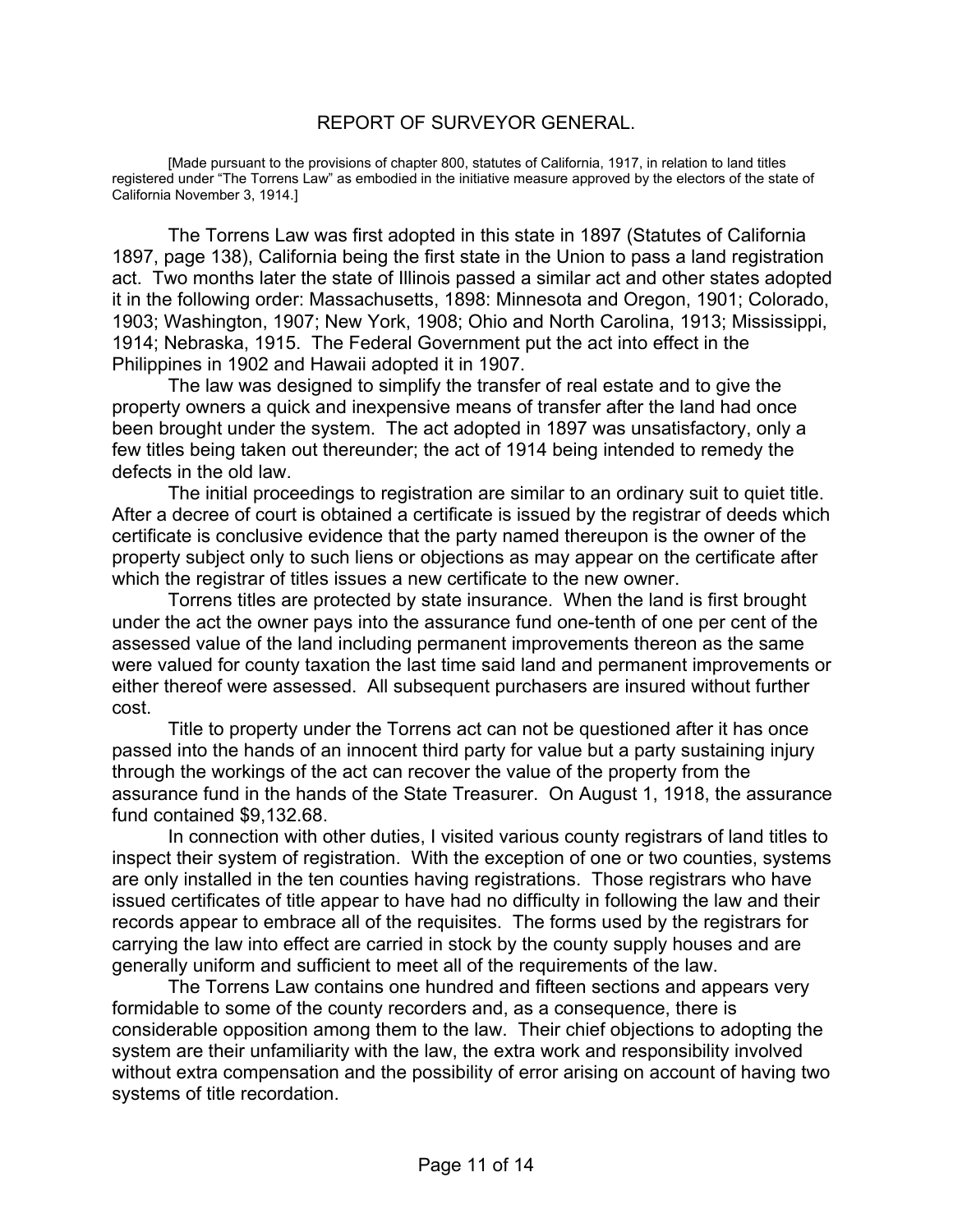## REPORT OF SURVEYOR GENERAL.

[Made pursuant to the provisions of chapter 800, statutes of California, 1917, in relation to land titles registered under "The Torrens Law" as embodied in the initiative measure approved by the electors of the state of California November 3, 1914.]

The Torrens Law was first adopted in this state in 1897 (Statutes of California 1897, page 138), California being the first state in the Union to pass a land registration act. Two months later the state of Illinois passed a similar act and other states adopted it in the following order: Massachusetts, 1898: Minnesota and Oregon, 1901; Colorado, 1903; Washington, 1907; New York, 1908; Ohio and North Carolina, 1913; Mississippi, 1914; Nebraska, 1915. The Federal Government put the act into effect in the Philippines in 1902 and Hawaii adopted it in 1907.

The law was designed to simplify the transfer of real estate and to give the property owners a quick and inexpensive means of transfer after the land had once been brought under the system. The act adopted in 1897 was unsatisfactory, only a few titles being taken out thereunder; the act of 1914 being intended to remedy the defects in the old law.

The initial proceedings to registration are similar to an ordinary suit to quiet title. After a decree of court is obtained a certificate is issued by the registrar of deeds which certificate is conclusive evidence that the party named thereupon is the owner of the property subject only to such liens or objections as may appear on the certificate after which the registrar of titles issues a new certificate to the new owner.

Torrens titles are protected by state insurance. When the land is first brought under the act the owner pays into the assurance fund one-tenth of one per cent of the assessed value of the land including permanent improvements thereon as the same were valued for county taxation the last time said land and permanent improvements or either thereof were assessed. All subsequent purchasers are insured without further cost.

Title to property under the Torrens act can not be questioned after it has once passed into the hands of an innocent third party for value but a party sustaining injury through the workings of the act can recover the value of the property from the assurance fund in the hands of the State Treasurer. On August 1, 1918, the assurance fund contained $9,132.68.

In connection with other duties, I visited various county registrars of land titles to inspect their system of registration. With the exception of one or two counties, systems are only installed in the ten counties having registrations. Those registrars who have issued certificates of title appear to have had no difficulty in following the law and their records appear to embrace all of the requisites. The forms used by the registrars for carrying the law into effect are carried in stock by the county supply houses and are generally uniform and sufficient to meet all of the requirements of the law.

The Torrens Law contains one hundred and fifteen sections and appears very formidable to some of the county recorders and, as a consequence, there is considerable opposition among them to the law. Their chief objections to adopting the system are their unfamiliarity with the law, the extra work and responsibility involved without extra compensation and the possibility of error arising on account of having two systems of title recordation.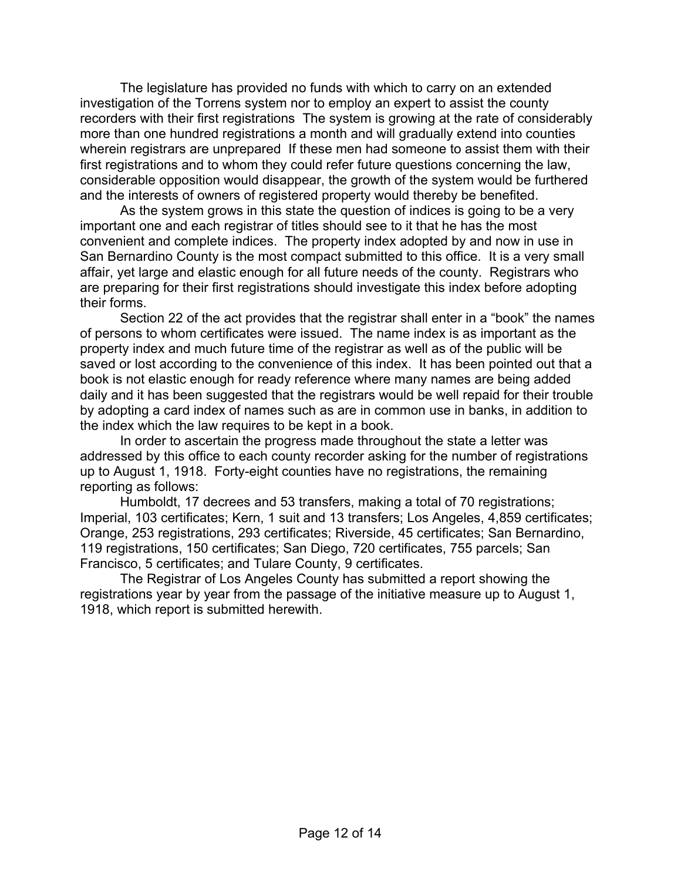The legislature has provided no funds with which to carry on an extended investigation of the Torrens system nor to employ an expert to assist the county recorders with their first registrations The system is growing at the rate of considerably more than one hundred registrations a month and will gradually extend into counties wherein registrars are unprepared If these men had someone to assist them with their first registrations and to whom they could refer future questions concerning the law, considerable opposition would disappear, the growth of the system would be furthered and the interests of owners of registered property would thereby be benefited.

As the system grows in this state the question of indices is going to be a very important one and each registrar of titles should see to it that he has the most convenient and complete indices. The property index adopted by and now in use in San Bernardino County is the most compact submitted to this office. It is a very small affair, yet large and elastic enough for all future needs of the county. Registrars who are preparing for their first registrations should investigate this index before adopting their forms.

Section 22 of the act provides that the registrar shall enter in a "book" the names of persons to whom certificates were issued. The name index is as important as the property index and much future time of the registrar as well as of the public will be saved or lost according to the convenience of this index. It has been pointed out that a book is not elastic enough for ready reference where many names are being added daily and it has been suggested that the registrars would be well repaid for their trouble by adopting a card index of names such as are in common use in banks, in addition to the index which the law requires to be kept in a book.

In order to ascertain the progress made throughout the state a letter was addressed by this office to each county recorder asking for the number of registrations up to August 1, 1918. Forty-eight counties have no registrations, the remaining reporting as follows:

Humboldt, 17 decrees and 53 transfers, making a total of 70 registrations; Imperial, 103 certificates; Kern, 1 suit and 13 transfers; Los Angeles, 4,859 certificates; Orange, 253 registrations, 293 certificates; Riverside, 45 certificates; San Bernardino, 119 registrations, 150 certificates; San Diego, 720 certificates, 755 parcels; San Francisco, 5 certificates; and Tulare County, 9 certificates.

The Registrar of Los Angeles County has submitted a report showing the registrations year by year from the passage of the initiative measure up to August 1, 1918, which report is submitted herewith.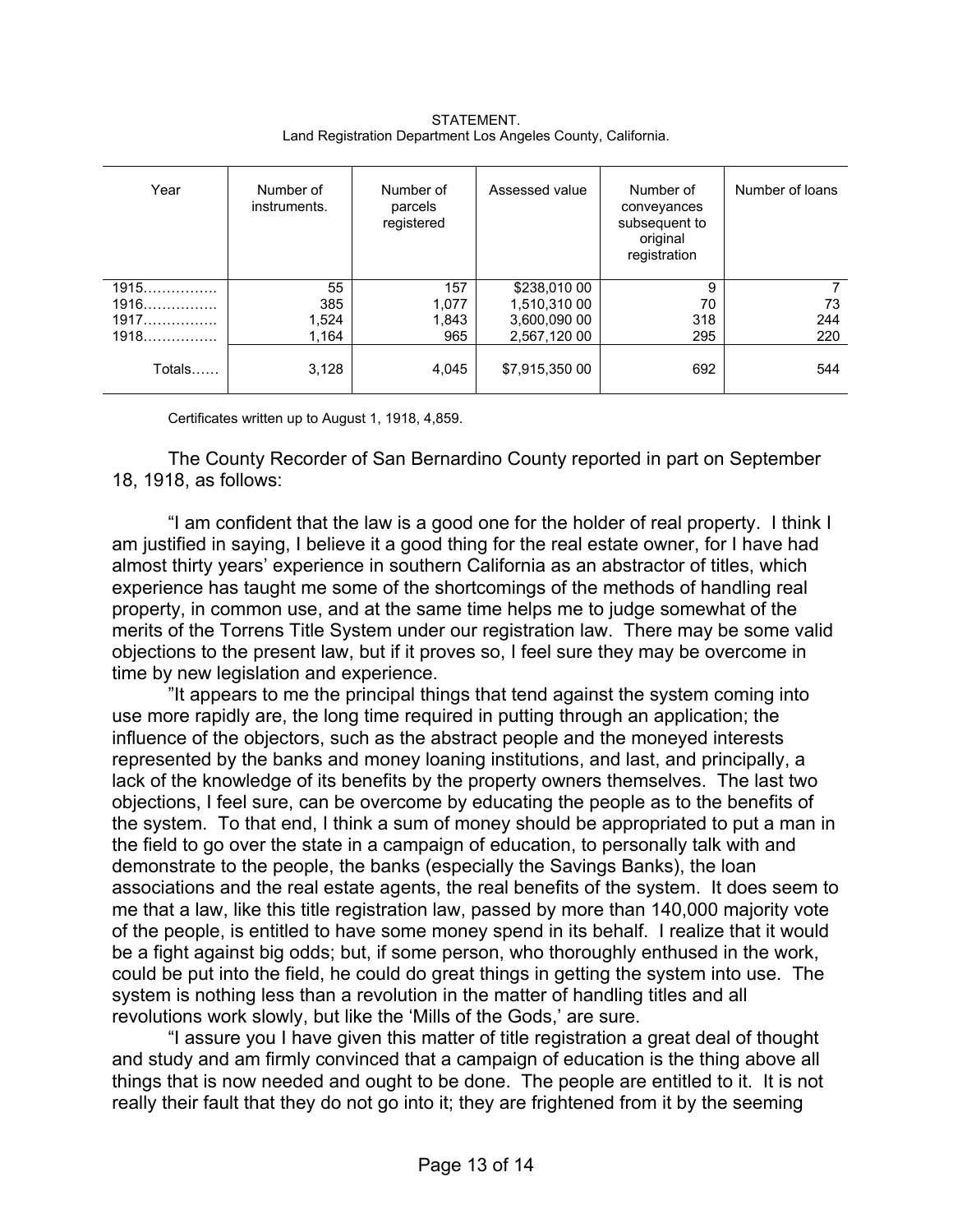STATEMENT.
Land Registration Department Los Angeles County, California.

| Year | Number of instruments. | Number of parcels registered | Assessed value | Number of conveyances subsequent to original registration | Number of loans |
|---|---|---|---|---|---|
| 1915……………. | 55 | 157 | $238,010 00 | 9 | 7 |
| 1916……………. | 385 | 1,077 | 1,510,310 00 | 70 | 73 |
| 1917……………. | 1,524 | 1,843 | 3,600,090 00 | 318 | 244 |
| 1918……………. | 1,164 | 965 | 2,567,120 00 | 295 | 220 |
| Totals…… | 3,128 | 4,045 | $7,915,350 00 | 692 | 544 |

Certificates written up to August 1, 1918, 4,859.

The County Recorder of San Bernardino County reported in part on September 18, 1918, as follows:

"I am confident that the law is a good one for the holder of real property. I think I am justified in saying, I believe it a good thing for the real estate owner, for I have had almost thirty years' experience in southern California as an abstractor of titles, which experience has taught me some of the shortcomings of the methods of handling real property, in common use, and at the same time helps me to judge somewhat of the merits of the Torrens Title System under our registration law. There may be some valid objections to the present law, but if it proves so, I feel sure they may be overcome in time by new legislation and experience.

"It appears to me the principal things that tend against the system coming into use more rapidly are, the long time required in putting through an application; the influence of the objectors, such as the abstract people and the moneyed interests represented by the banks and money loaning institutions, and last, and principally, a lack of the knowledge of its benefits by the property owners themselves. The last two objections, I feel sure, can be overcome by educating the people as to the benefits of the system. To that end, I think a sum of money should be appropriated to put a man in the field to go over the state in a campaign of education, to personally talk with and demonstrate to the people, the banks (especially the Savings Banks), the loan associations and the real estate agents, the real benefits of the system. It does seem to me that a law, like this title registration law, passed by more than 140,000 majority vote of the people, is entitled to have some money spend in its behalf. I realize that it would be a fight against big odds; but, if some person, who thoroughly enthused in the work, could be put into the field, he could do great things in getting the system into use. The system is nothing less than a revolution in the matter of handling titles and all revolutions work slowly, but like the 'Mills of the Gods,' are sure.

"I assure you I have given this matter of title registration a great deal of thought and study and am firmly convinced that a campaign of education is the thing above all things that is now needed and ought to be done. The people are entitled to it. It is not really their fault that they do not go into it; they are frightened from it by the seeming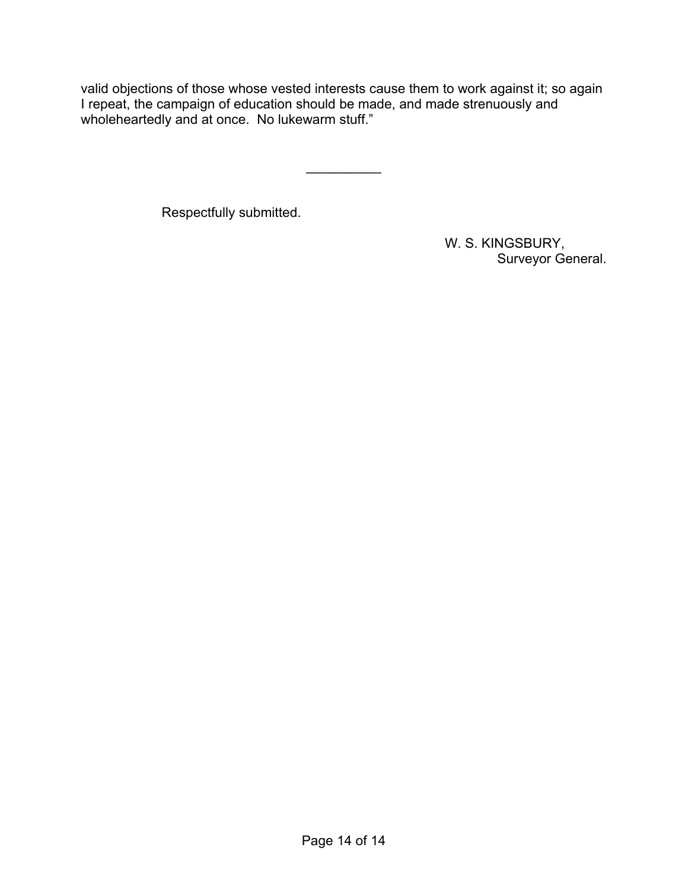valid objections of those whose vested interests cause them to work against it; so again I repeat, the campaign of education should be made, and made strenuously and wholeheartedly and at once. No lukewarm stuff."

---

Respectfully submitted.

W. S. KINGSBURY,
Surveyor General.